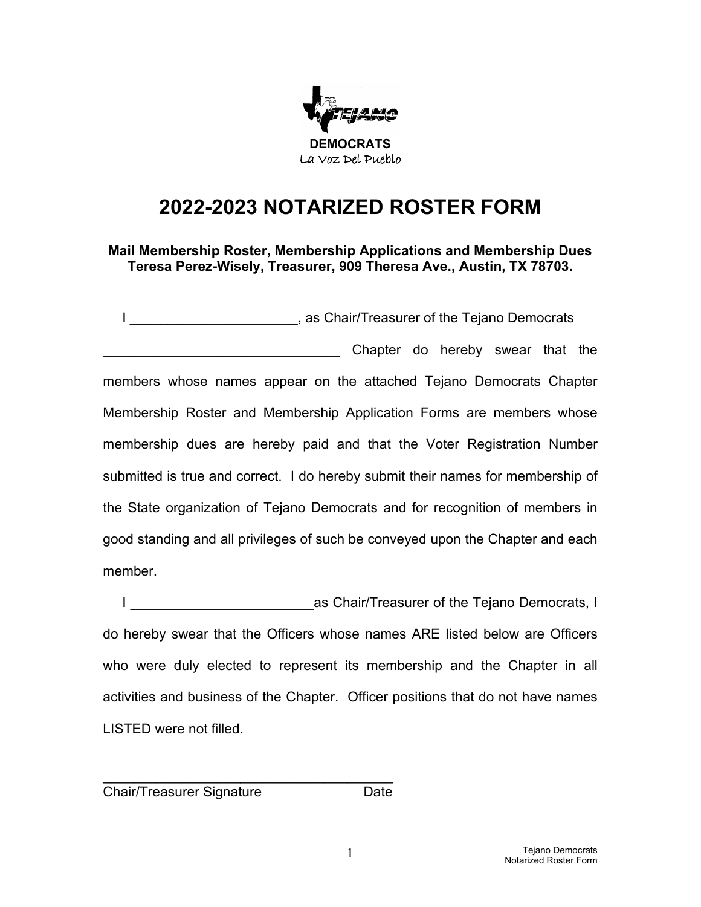DEMOCRATS

La Voz Del Pueblo

# 2022-2023 NOTARIZED ROSTER FORM

**Mail Membership Roster, Membership Applications and Membership Dues**
**Teresa Perez-Wisely, Treasurer, 909 Theresa Ave., Austin, TX 78703.**

I ______________________, as Chair/Treasurer of the Tejano Democrats ________________________________ Chapter do hereby swear that the members whose names appear on the attached Tejano Democrats Chapter Membership Roster and Membership Application Forms are members whose membership dues are hereby paid and that the Voter Registration Number submitted is true and correct. I do hereby submit their names for membership of the State organization of Tejano Democrats and for recognition of members in good standing and all privileges of such be conveyed upon the Chapter and each member.

I ________________________as Chair/Treasurer of the Tejano Democrats, I do hereby swear that the Officers whose names ARE listed below are Officers who were duly elected to represent its membership and the Chapter in all activities and business of the Chapter. Officer positions that do not have names LISTED were not filled.

________________________________________

Chair/Treasurer Signature                Date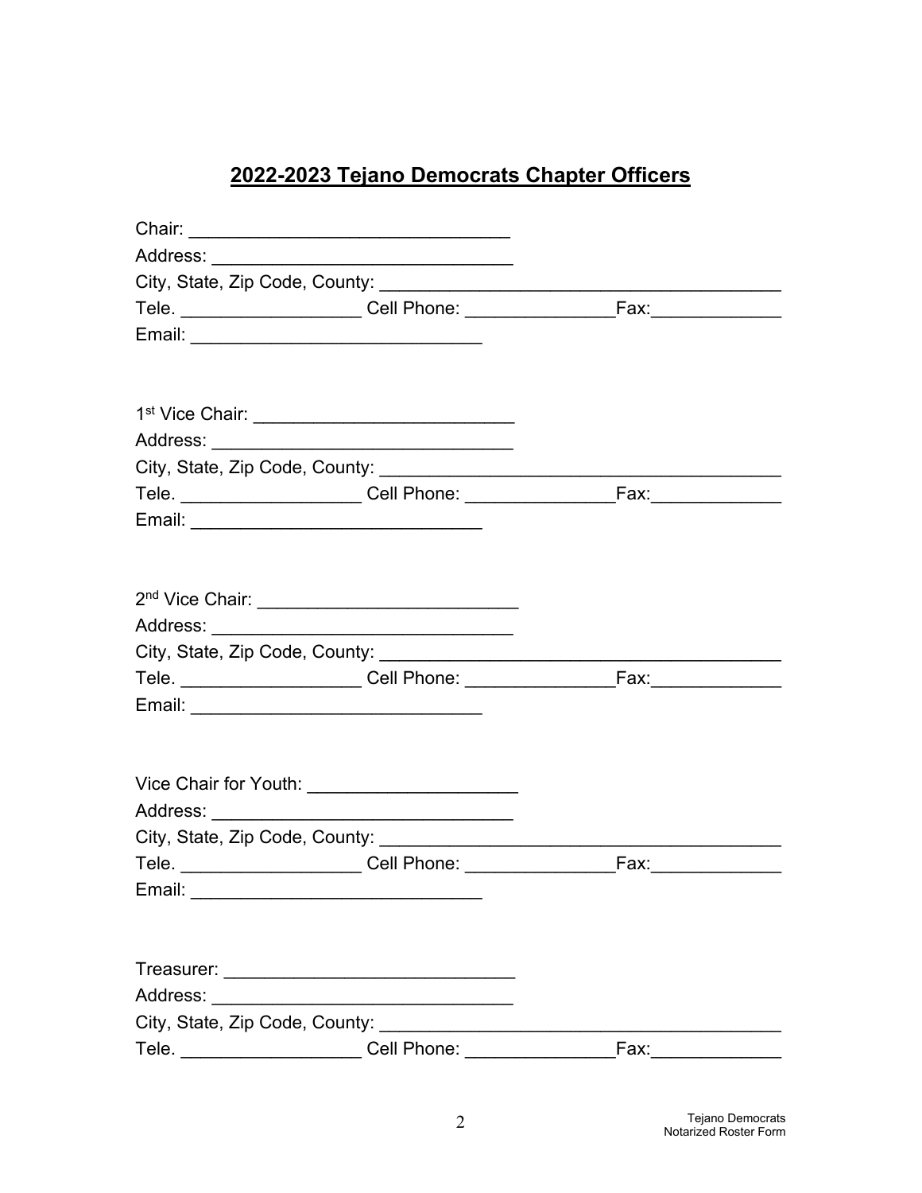## 2022-2023 Tejano Democrats Chapter Officers

Chair: _______________________________
Address: _____________________________
City, State, Zip Code, County: _______________________________________
Tele. _________________ Cell Phone: ______________Fax:____________
Email: ____________________________

1st Vice Chair: _________________________
Address: _____________________________
City, State, Zip Code, County: _______________________________________
Tele. _________________ Cell Phone: ______________Fax:____________
Email: ____________________________

2nd Vice Chair: _________________________
Address: _____________________________
City, State, Zip Code, County: _______________________________________
Tele. _________________ Cell Phone: ______________Fax:____________
Email: ____________________________

Vice Chair for Youth: ____________________
Address: _____________________________
City, State, Zip Code, County: _______________________________________
Tele. _________________ Cell Phone: ______________Fax:____________
Email: ____________________________

Treasurer: ____________________________
Address: _____________________________
City, State, Zip Code, County: _______________________________________
Tele. _________________ Cell Phone: ______________Fax:____________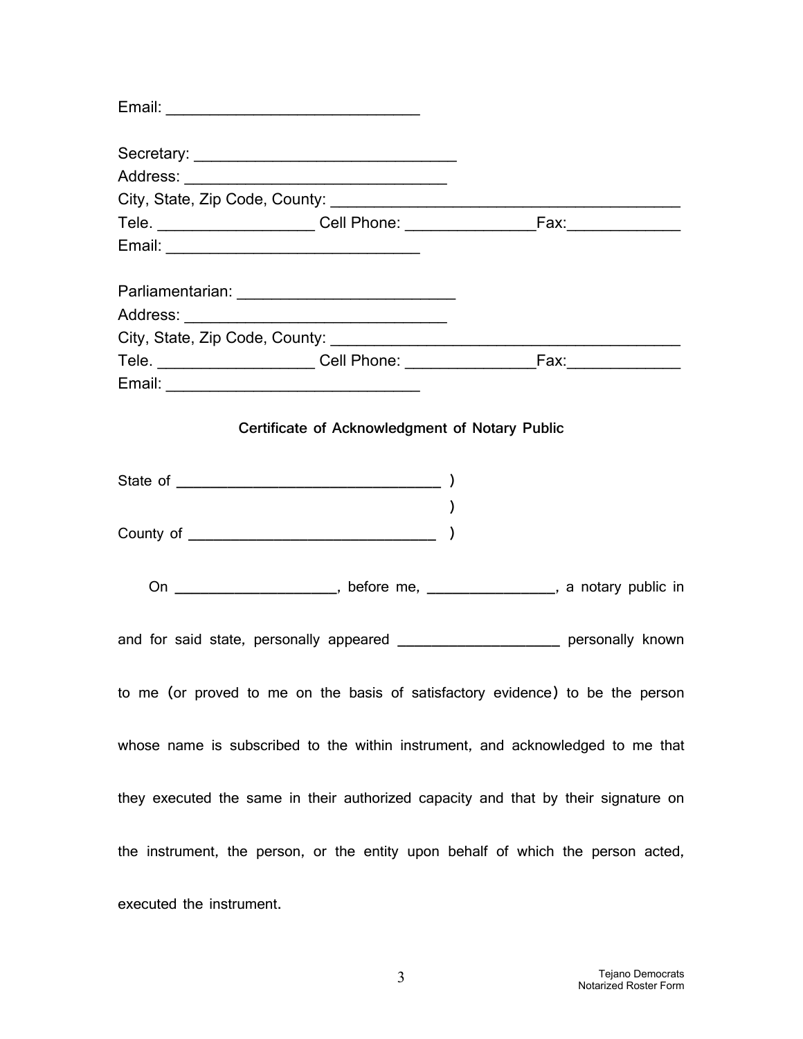Email: ______________________________

Secretary: ________________________________
Address: _______________________________
City, State, Zip Code, County: __________________________________________
Tele. ___________________ Cell Phone: ________________Fax:______________
Email: ______________________________

Parliamentarian: __________________________
Address: _______________________________
City, State, Zip Code, County: __________________________________________
Tele. ___________________ Cell Phone: ________________Fax:______________
Email: ______________________________

**Certificate of Acknowledgment of Notary Public**

State of _________________________________ )
)
County of _______________________________ )

On ____________________, before me, ________________, a notary public in and for said state, personally appeared ____________________ personally known to me (or proved to me on the basis of satisfactory evidence) to be the person whose name is subscribed to the within instrument, and acknowledged to me that they executed the same in their authorized capacity and that by their signature on the instrument, the person, or the entity upon behalf of which the person acted, executed the instrument.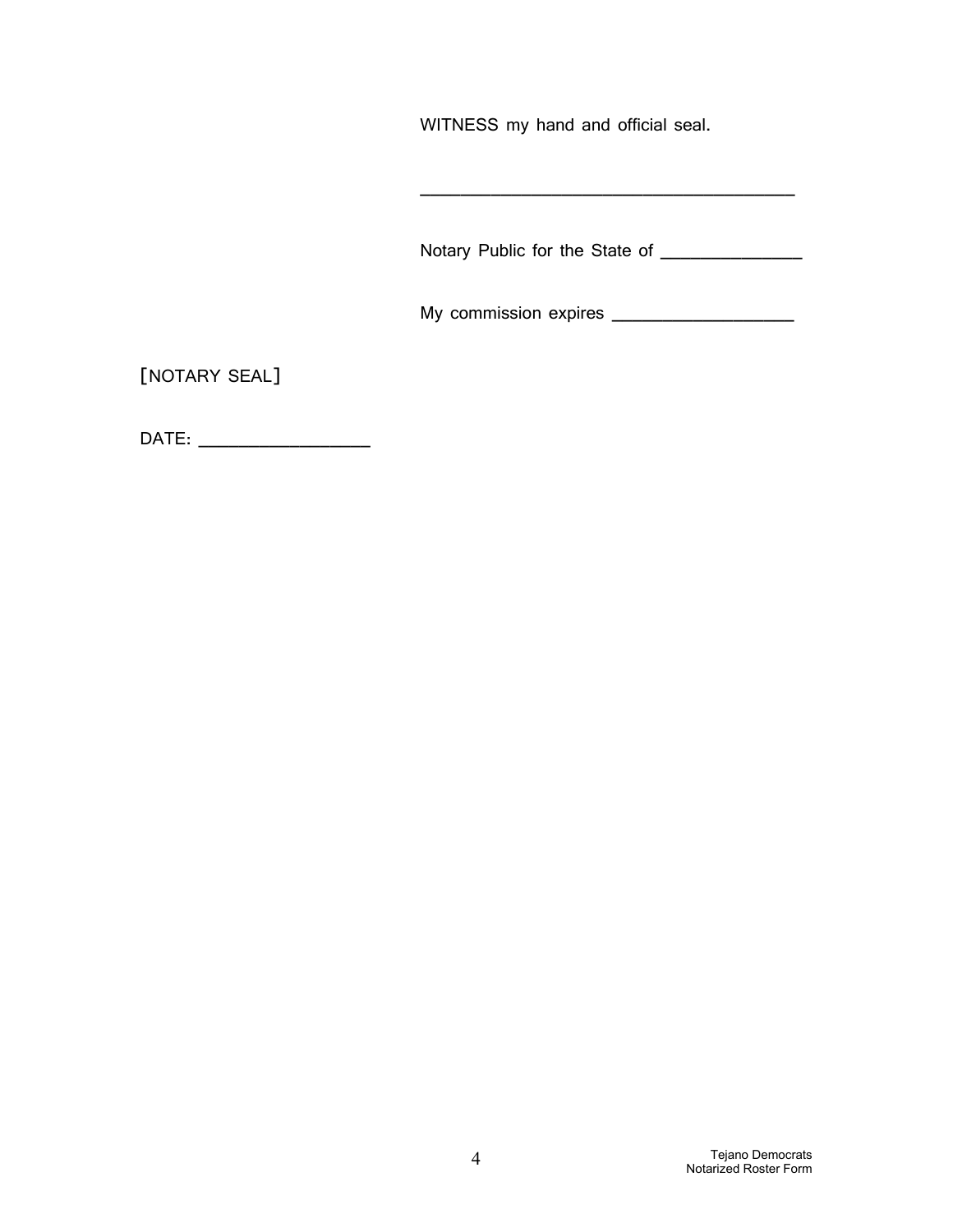WITNESS my hand and official seal.

_______________________________________

Notary Public for the State of _______________

My commission expires ___________________

[NOTARY SEAL]

DATE: _________________